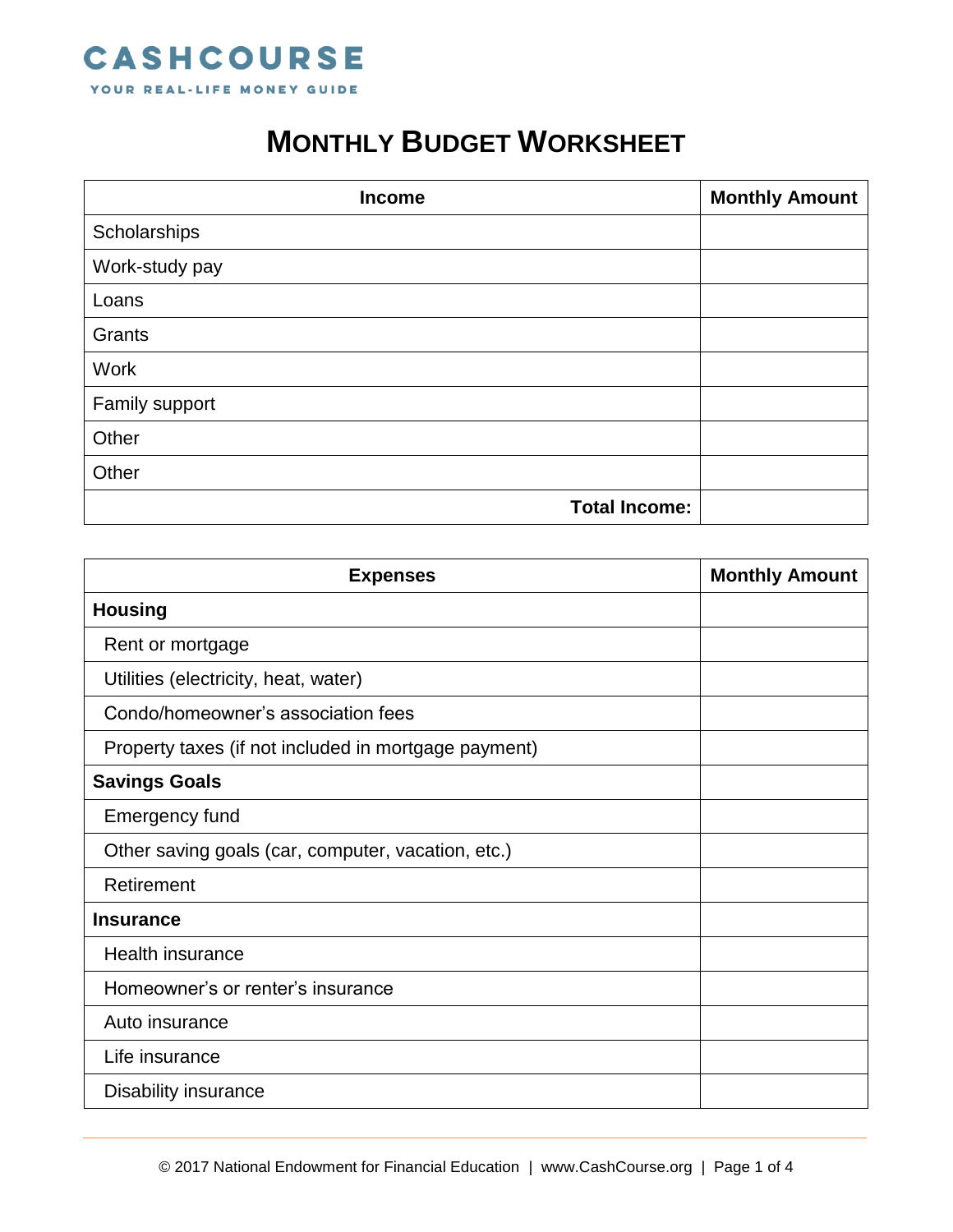CASHCOURSE

YOUR REAL-LIFE MONEY GUIDE

# MONTHLY BUDGET WORKSHEET

| Income | Monthly Amount |
|---|---|
| Scholarships | |
| Work-study pay | |
| Loans | |
| Grants | |
| Work | |
| Family support | |
| Other | |
| Other | |
| **Total Income:** | |

| Expenses | Monthly Amount |
|---|---|
| **Housing** | |
| Rent or mortgage | |
| Utilities (electricity, heat, water) | |
| Condo/homeowner’s association fees | |
| Property taxes (if not included in mortgage payment) | |
| **Savings Goals** | |
| Emergency fund | |
| Other saving goals (car, computer, vacation, etc.) | |
| Retirement | |
| **Insurance** | |
| Health insurance | |
| Homeowner’s or renter’s insurance | |
| Auto insurance | |
| Life insurance | |
| Disability insurance | |

© 2017 National Endowment for Financial Education | www.CashCourse.org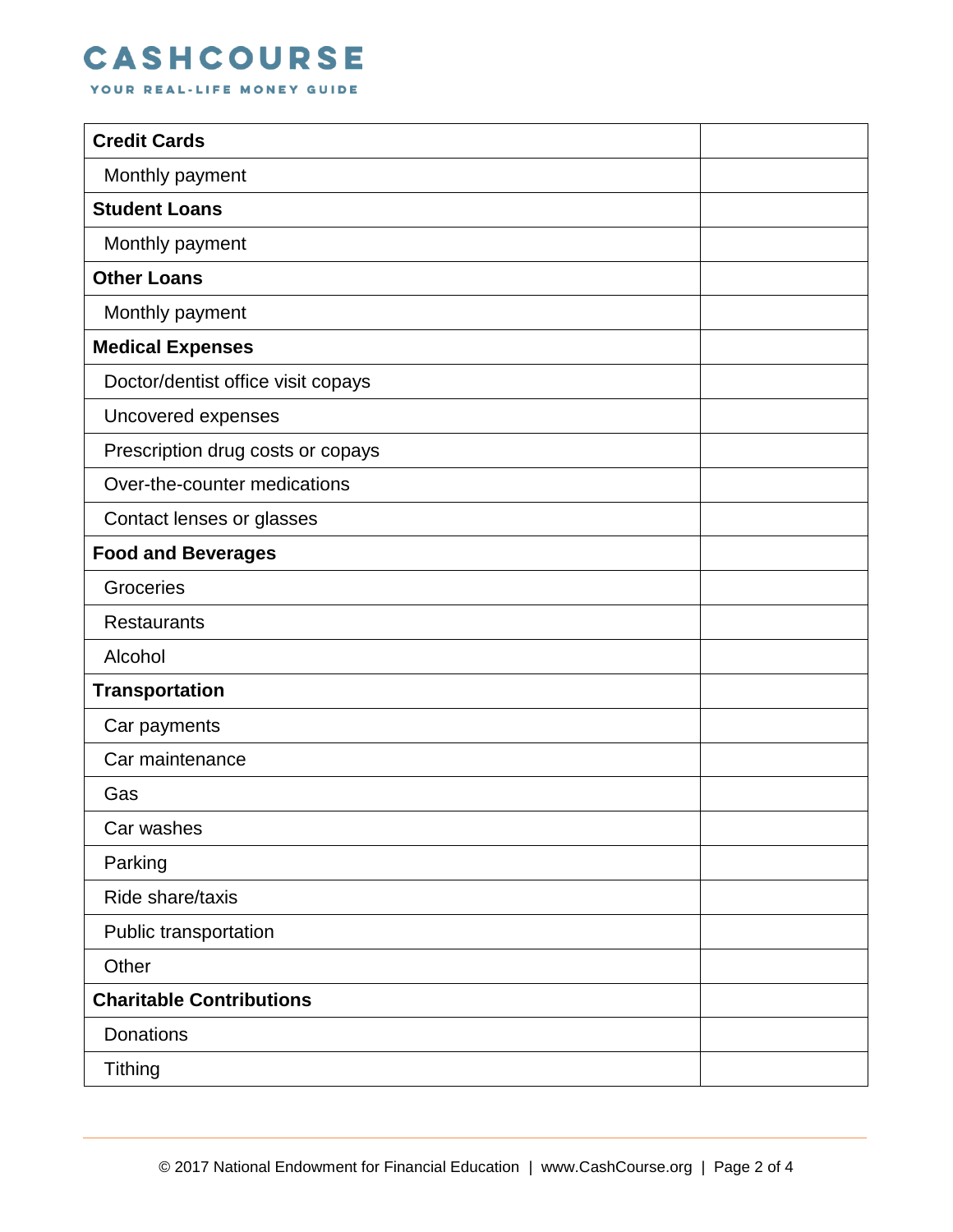| Credit Cards | |
|---|---|
| Monthly payment | |
| **Student Loans** | |
| Monthly payment | |
| **Other Loans** | |
| Monthly payment | |
| **Medical Expenses** | |
| Doctor/dentist office visit copays | |
| Uncovered expenses | |
| Prescription drug costs or copays | |
| Over-the-counter medications | |
| Contact lenses or glasses | |
| **Food and Beverages** | |
| Groceries | |
| Restaurants | |
| Alcohol | |
| **Transportation** | |
| Car payments | |
| Car maintenance | |
| Gas | |
| Car washes | |
| Parking | |
| Ride share/taxis | |
| Public transportation | |
| Other | |
| **Charitable Contributions** | |
| Donations | |
| Tithing | |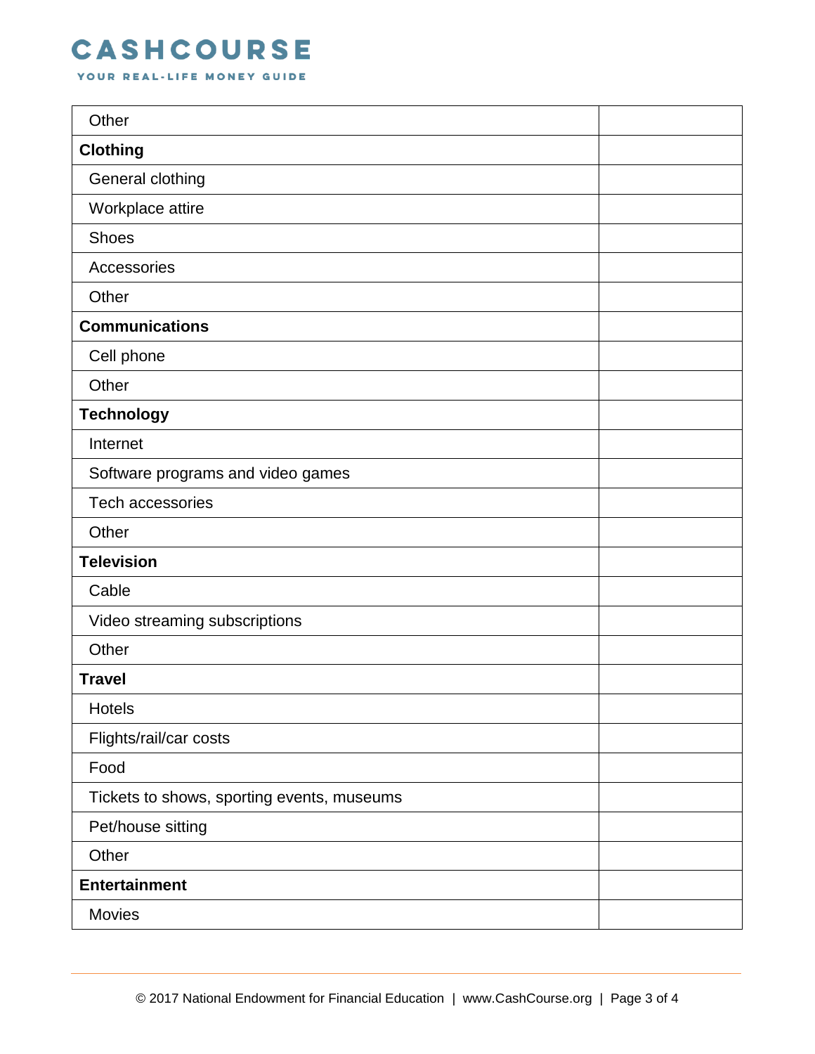| | |
|---|---|
| Other | |
| **Clothing** | |
| General clothing | |
| Workplace attire | |
| Shoes | |
| Accessories | |
| Other | |
| **Communications** | |
| Cell phone | |
| Other | |
| **Technology** | |
| Internet | |
| Software programs and video games | |
| Tech accessories | |
| Other | |
| **Television** | |
| Cable | |
| Video streaming subscriptions | |
| Other | |
| **Travel** | |
| Hotels | |
| Flights/rail/car costs | |
| Food | |
| Tickets to shows, sporting events, museums | |
| Pet/house sitting | |
| Other | |
| **Entertainment** | |
| Movies | |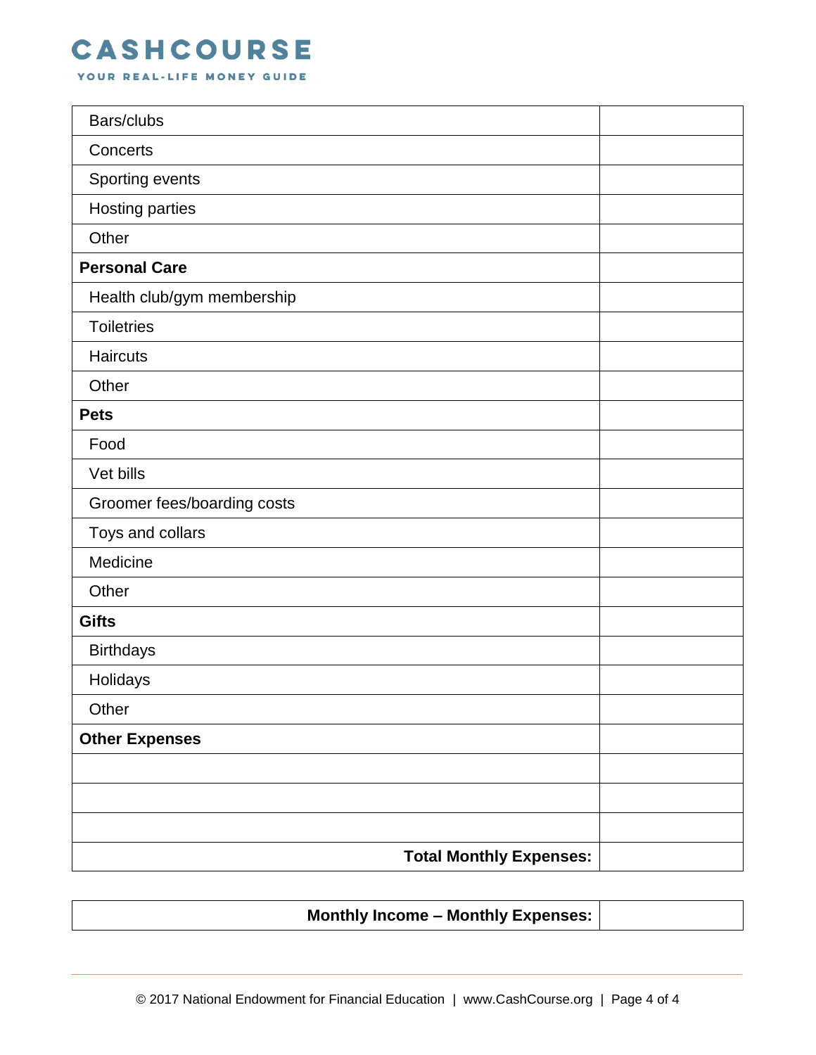| | |
|---|---|
| Bars/clubs | |
| Concerts | |
| Sporting events | |
| Hosting parties | |
| Other | |
| **Personal Care** | |
| Health club/gym membership | |
| Toiletries | |
| Haircuts | |
| Other | |
| **Pets** | |
| Food | |
| Vet bills | |
| Groomer fees/boarding costs | |
| Toys and collars | |
| Medicine | |
| Other | |
| **Gifts** | |
| Birthdays | |
| Holidays | |
| Other | |
| **Other Expenses** | |
| | |
| | |
| | |
| **Total Monthly Expenses:** | |

| | |
|---|---|
| **Monthly Income – Monthly Expenses:** | |

© 2017 National Endowment for Financial Education | www.CashCourse.org